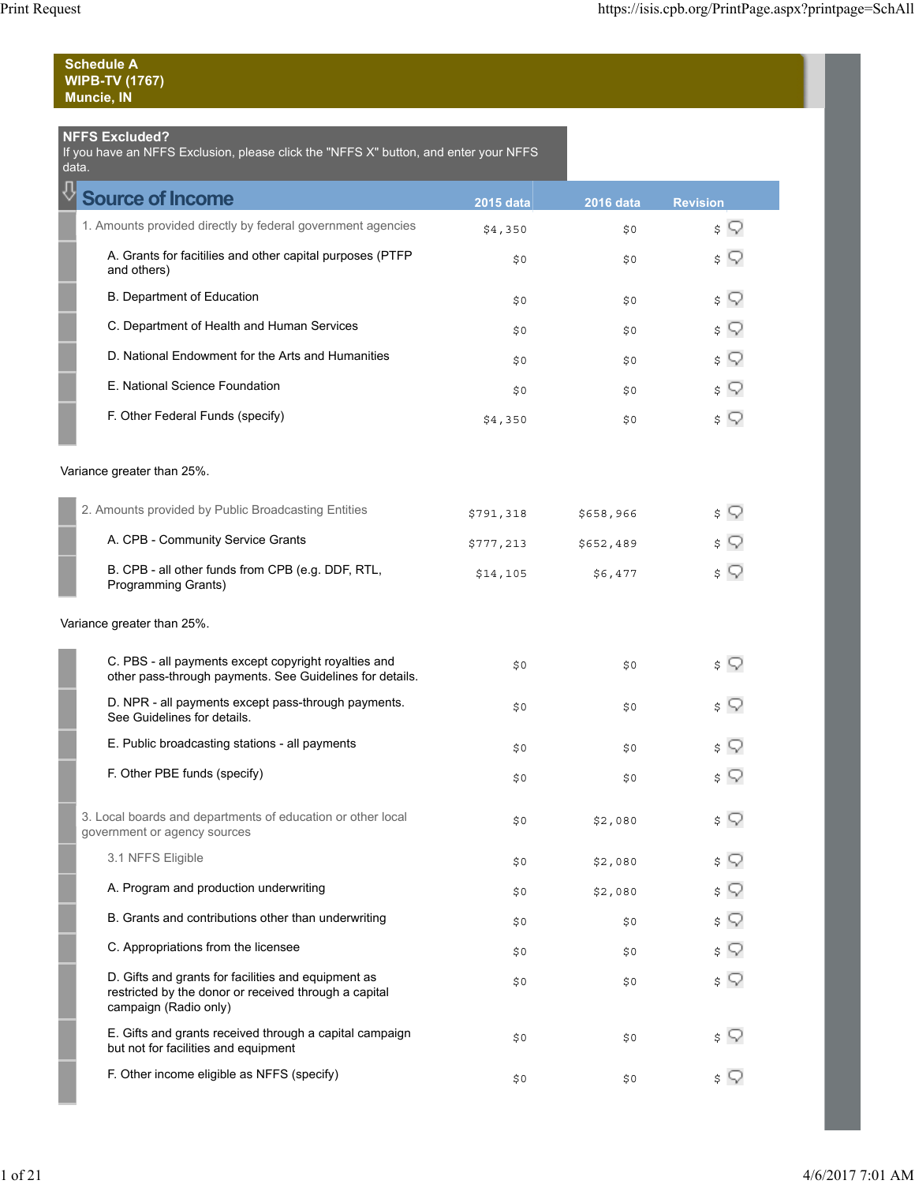**Schedule A**
**WIPB-TV (1767)**
**Muncie, IN**

**NFFS Excluded?**
If you have an NFFS Exclusion, please click the "NFFS X" button, and enter your NFFS data.

## Source of Income

| Source of Income | 2015 data | 2016 data | Revision |
|---|---|---|---|
| 1. Amounts provided directly by federal government agencies | $4,350 | $0 | $ |
| A. Grants for facilities and other capital purposes (PTFP and others) | $0 | $0 | $ |
| B. Department of Education | $0 | $0 | $ |
| C. Department of Health and Human Services | $0 | $0 | $ |
| D. National Endowment for the Arts and Humanities | $0 | $0 | $ |
| E. National Science Foundation | $0 | $0 | $ |
| F. Other Federal Funds (specify) | $4,350 | $0 | $ |

Variance greater than 25%.

| Source of Income | 2015 data | 2016 data | Revision |
|---|---|---|---|
| 2. Amounts provided by Public Broadcasting Entities | $791,318 | $658,966 | $ |
| A. CPB - Community Service Grants | $777,213 | $652,489 | $ |
| B. CPB - all other funds from CPB (e.g. DDF, RTL, Programming Grants) | $14,105 | $6,477 | $ |

Variance greater than 25%.

| Source of Income | 2015 data | 2016 data | Revision |
|---|---|---|---|
| C. PBS - all payments except copyright royalties and other pass-through payments. See Guidelines for details. | $0 | $0 | $ |
| D. NPR - all payments except pass-through payments. See Guidelines for details. | $0 | $0 | $ |
| E. Public broadcasting stations - all payments | $0 | $0 | $ |
| F. Other PBE funds (specify) | $0 | $0 | $ |
| 3. Local boards and departments of education or other local government or agency sources | $0 | $2,080 | $ |
| 3.1 NFFS Eligible | $0 | $2,080 | $ |
| A. Program and production underwriting | $0 | $2,080 | $ |
| B. Grants and contributions other than underwriting | $0 | $0 | $ |
| C. Appropriations from the licensee | $0 | $0 | $ |
| D. Gifts and grants for facilities and equipment as restricted by the donor or received through a capital campaign (Radio only) | $0 | $0 | $ |
| E. Gifts and grants received through a capital campaign but not for facilities and equipment | $0 | $0 | $ |
| F. Other income eligible as NFFS (specify) | $0 | $0 | $ |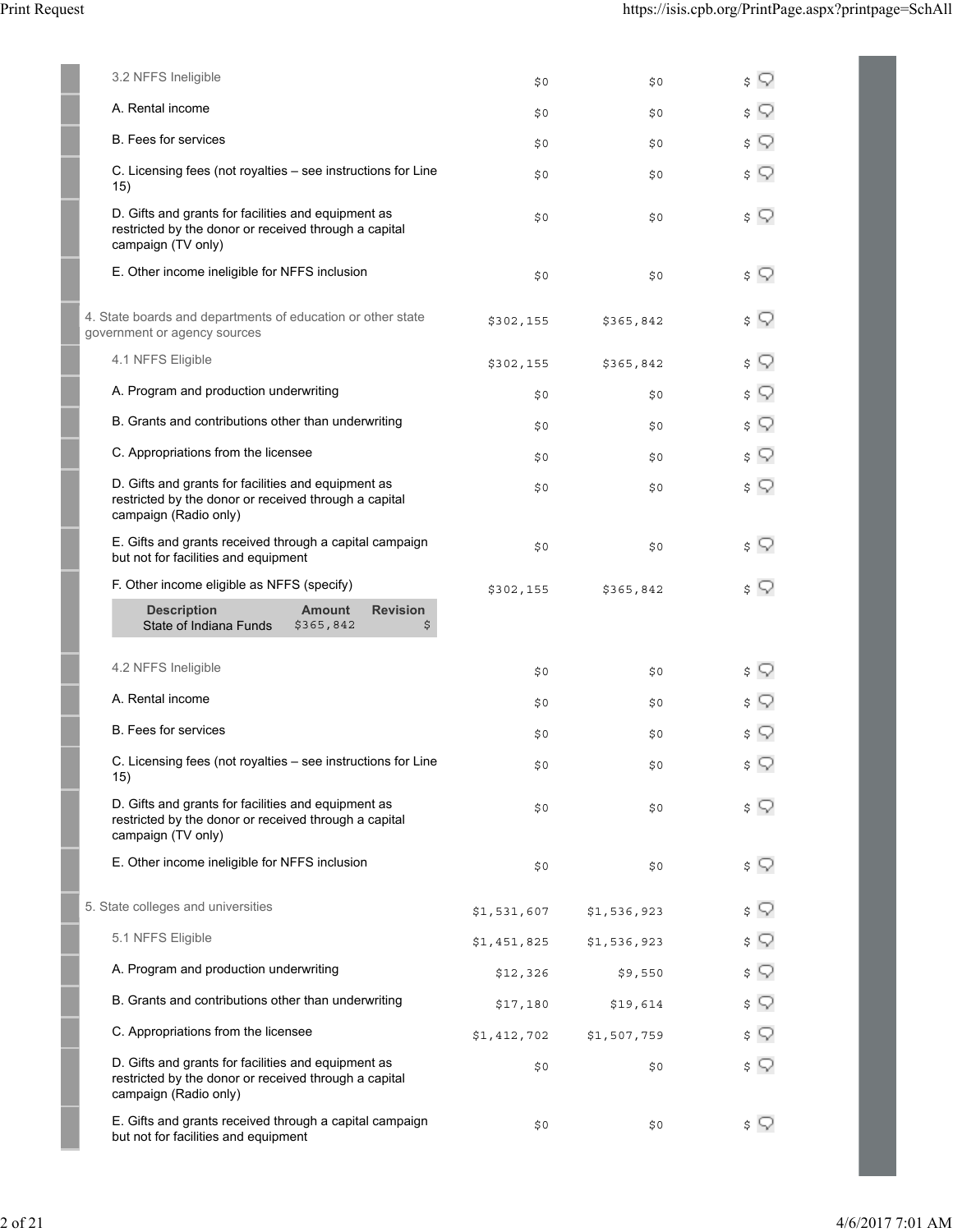| | | | |
|---|---|---|---|
| 3.2 NFFS Ineligible | $0 | $0 | $ |
| A. Rental income | $0 | $0 | $ |
| B. Fees for services | $0 | $0 | $ |
| C. Licensing fees (not royalties – see instructions for Line 15) | $0 | $0 | $ |
| D. Gifts and grants for facilities and equipment as restricted by the donor or received through a capital campaign (TV only) | $0 | $0 | $ |
| E. Other income ineligible for NFFS inclusion | $0 | $0 | $ |
| 4. State boards and departments of education or other state government or agency sources | $302,155 | $365,842 | $ |
| 4.1 NFFS Eligible | $302,155 | $365,842 | $ |
| A. Program and production underwriting | $0 | $0 | $ |
| B. Grants and contributions other than underwriting | $0 | $0 | $ |
| C. Appropriations from the licensee | $0 | $0 | $ |
| D. Gifts and grants for facilities and equipment as restricted by the donor or received through a capital campaign (Radio only) | $0 | $0 | $ |
| E. Gifts and grants received through a capital campaign but not for facilities and equipment | $0 | $0 | $ |
| F. Other income eligible as NFFS (specify) | $302,155 | $365,842 | $ |

| Description | Amount | Revision |
|---|---|---|
| State of Indiana Funds | $365,842 | $ |

| | | | |
|---|---|---|---|
| 4.2 NFFS Ineligible | $0 | $0 | $ |
| A. Rental income | $0 | $0 | $ |
| B. Fees for services | $0 | $0 | $ |
| C. Licensing fees (not royalties – see instructions for Line 15) | $0 | $0 | $ |
| D. Gifts and grants for facilities and equipment as restricted by the donor or received through a capital campaign (TV only) | $0 | $0 | $ |
| E. Other income ineligible for NFFS inclusion | $0 | $0 | $ |
| 5. State colleges and universities | $1,531,607 | $1,536,923 | $ |
| 5.1 NFFS Eligible | $1,451,825 | $1,536,923 | $ |
| A. Program and production underwriting | $12,326 | $9,550 | $ |
| B. Grants and contributions other than underwriting | $17,180 | $19,614 | $ |
| C. Appropriations from the licensee | $1,412,702 | $1,507,759 | $ |
| D. Gifts and grants for facilities and equipment as restricted by the donor or received through a capital campaign (Radio only) | $0 | $0 | $ |
| E. Gifts and grants received through a capital campaign but not for facilities and equipment | $0 | $0 | $ |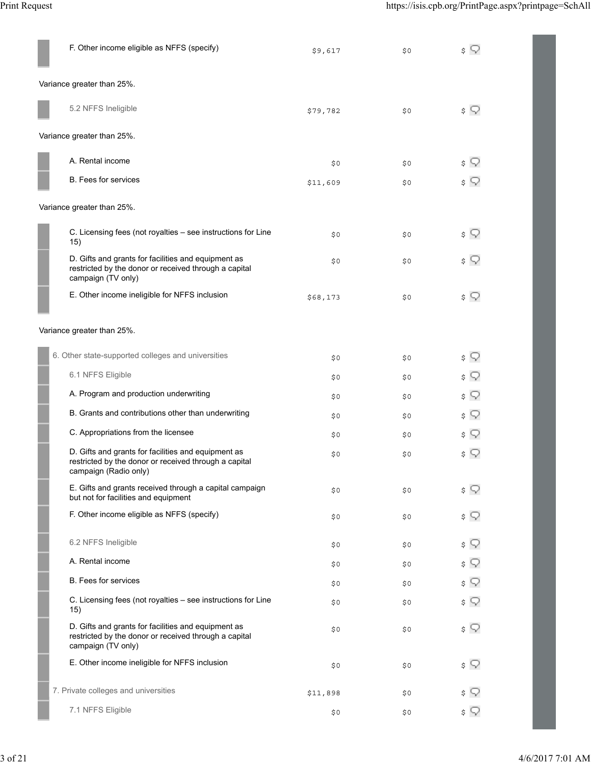| | | | |
|---|---|---|---|
| F. Other income eligible as NFFS (specify) | $9,617 | $0 | $ |

Variance greater than 25%.

| | | | |
|---|---|---|---|
| 5.2 NFFS Ineligible | $79,782 | $0 | $ |

Variance greater than 25%.

| | | | |
|---|---|---|---|
| A. Rental income | $0 | $0 | $ |
| B. Fees for services | $11,609 | $0 | $ |

Variance greater than 25%.

| | | | |
|---|---|---|---|
| C. Licensing fees (not royalties – see instructions for Line 15) | $0 | $0 | $ |
| D. Gifts and grants for facilities and equipment as restricted by the donor or received through a capital campaign (TV only) | $0 | $0 | $ |
| E. Other income ineligible for NFFS inclusion | $68,173 | $0 | $ |

Variance greater than 25%.

| | | | |
|---|---|---|---|
| 6. Other state-supported colleges and universities | $0 | $0 | $ |
| 6.1 NFFS Eligible | $0 | $0 | $ |
| A. Program and production underwriting | $0 | $0 | $ |
| B. Grants and contributions other than underwriting | $0 | $0 | $ |
| C. Appropriations from the licensee | $0 | $0 | $ |
| D. Gifts and grants for facilities and equipment as restricted by the donor or received through a capital campaign (Radio only) | $0 | $0 | $ |
| E. Gifts and grants received through a capital campaign but not for facilities and equipment | $0 | $0 | $ |
| F. Other income eligible as NFFS (specify) | $0 | $0 | $ |
| 6.2 NFFS Ineligible | $0 | $0 | $ |
| A. Rental income | $0 | $0 | $ |
| B. Fees for services | $0 | $0 | $ |
| C. Licensing fees (not royalties – see instructions for Line 15) | $0 | $0 | $ |
| D. Gifts and grants for facilities and equipment as restricted by the donor or received through a capital campaign (TV only) | $0 | $0 | $ |
| E. Other income ineligible for NFFS inclusion | $0 | $0 | $ |
| 7. Private colleges and universities | $11,898 | $0 | $ |
| 7.1 NFFS Eligible | $0 | $0 | $ |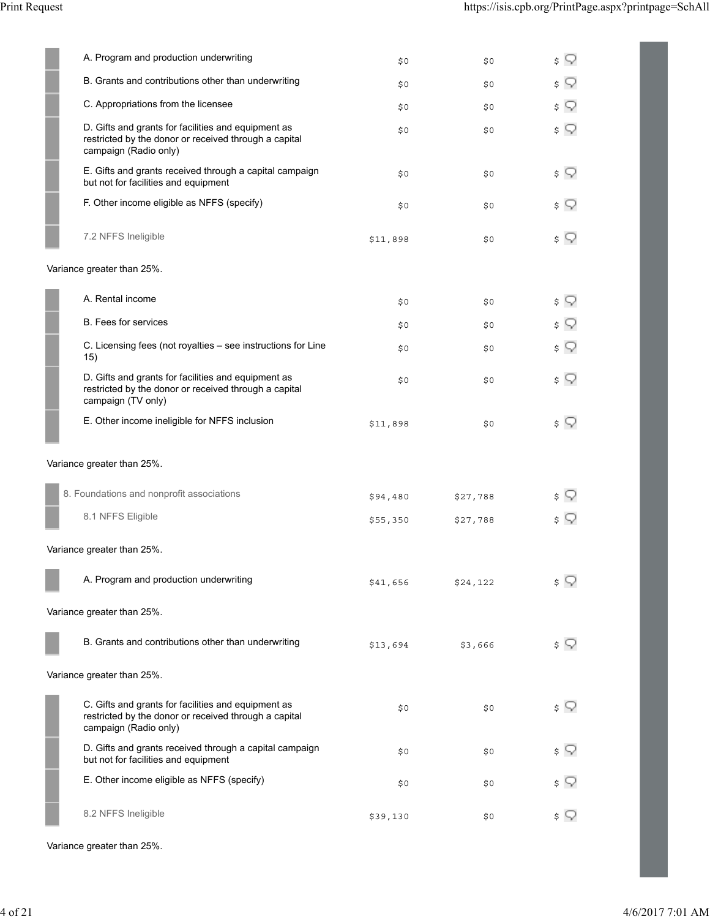| Item | | | |
|---|---|---|---|
| A. Program and production underwriting | $0 | $0 | $ |
| B. Grants and contributions other than underwriting | $0 | $0 | $ |
| C. Appropriations from the licensee | $0 | $0 | $ |
| D. Gifts and grants for facilities and equipment as restricted by the donor or received through a capital campaign (Radio only) | $0 | $0 | $ |
| E. Gifts and grants received through a capital campaign but not for facilities and equipment | $0 | $0 | $ |
| F. Other income eligible as NFFS (specify) | $0 | $0 | $ |
| 7.2 NFFS Ineligible | $11,898 | $0 | $ |

Variance greater than 25%.

| Item | | | |
|---|---|---|---|
| A. Rental income | $0 | $0 | $ |
| B. Fees for services | $0 | $0 | $ |
| C. Licensing fees (not royalties – see instructions for Line 15) | $0 | $0 | $ |
| D. Gifts and grants for facilities and equipment as restricted by the donor or received through a capital campaign (TV only) | $0 | $0 | $ |
| E. Other income ineligible for NFFS inclusion | $11,898 | $0 | $ |

Variance greater than 25%.

| Item | | | |
|---|---|---|---|
| 8. Foundations and nonprofit associations | $94,480 | $27,788 | $ |
| 8.1 NFFS Eligible | $55,350 | $27,788 | $ |

Variance greater than 25%.

| Item | | | |
|---|---|---|---|
| A. Program and production underwriting | $41,656 | $24,122 | $ |

Variance greater than 25%.

| Item | | | |
|---|---|---|---|
| B. Grants and contributions other than underwriting | $13,694 | $3,666 | $ |

Variance greater than 25%.

| Item | | | |
|---|---|---|---|
| C. Gifts and grants for facilities and equipment as restricted by the donor or received through a capital campaign (Radio only) | $0 | $0 | $ |
| D. Gifts and grants received through a capital campaign but not for facilities and equipment | $0 | $0 | $ |
| E. Other income eligible as NFFS (specify) | $0 | $0 | $ |
| 8.2 NFFS Ineligible | $39,130 | $0 | $ |

Variance greater than 25%.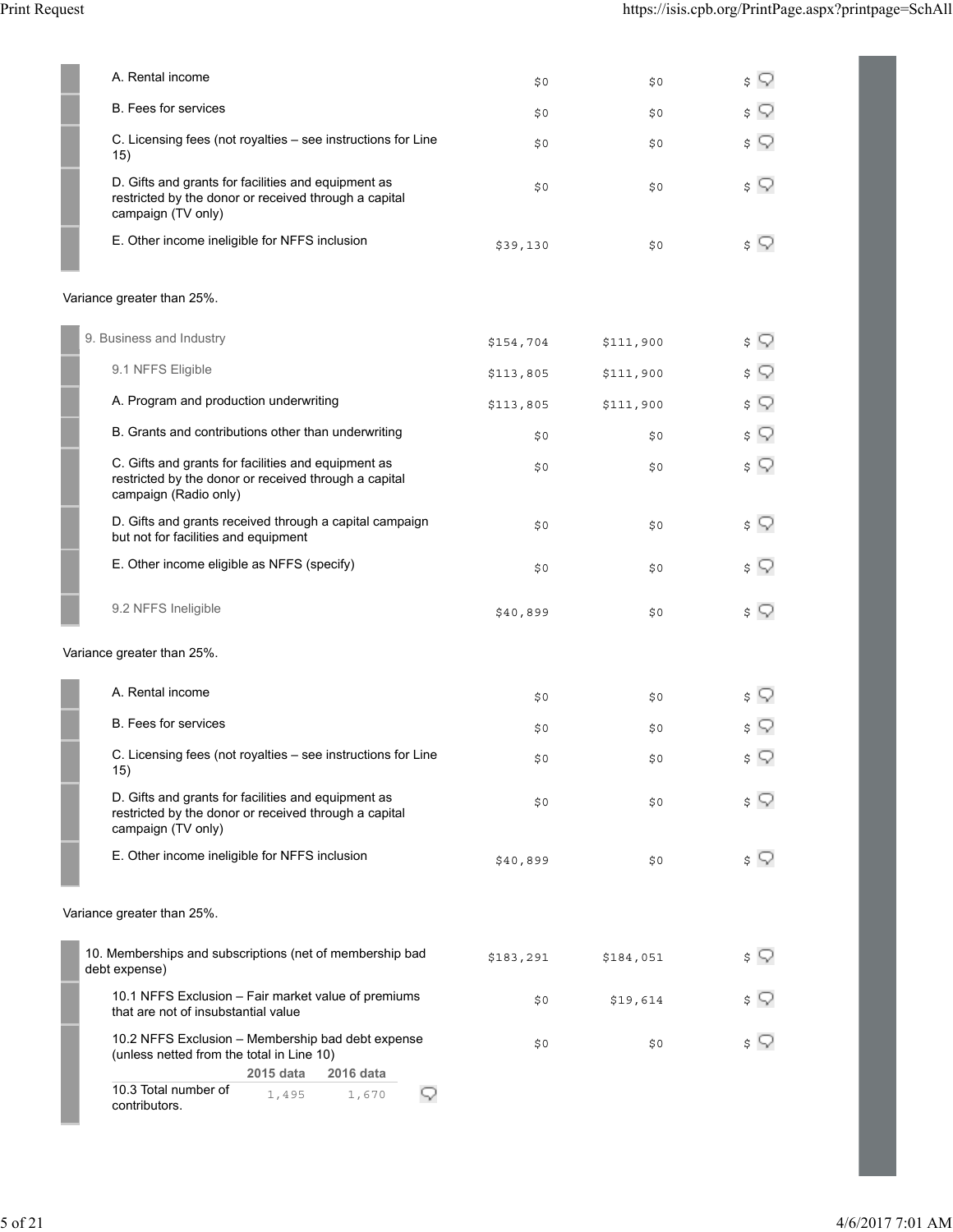| | | | |
|---|---|---|---|
| A. Rental income | $0 | $0 | $ |
| B. Fees for services | $0 | $0 | $ |
| C. Licensing fees (not royalties – see instructions for Line 15) | $0 | $0 | $ |
| D. Gifts and grants for facilities and equipment as restricted by the donor or received through a capital campaign (TV only) | $0 | $0 | $ |
| E. Other income ineligible for NFFS inclusion | $39,130 | $0 | $ |

Variance greater than 25%.

| | | | |
|---|---|---|---|
| 9. Business and Industry | $154,704 | $111,900 | $ |
| 9.1 NFFS Eligible | $113,805 | $111,900 | $ |
| A. Program and production underwriting | $113,805 | $111,900 | $ |
| B. Grants and contributions other than underwriting | $0 | $0 | $ |
| C. Gifts and grants for facilities and equipment as restricted by the donor or received through a capital campaign (Radio only) | $0 | $0 | $ |
| D. Gifts and grants received through a capital campaign but not for facilities and equipment | $0 | $0 | $ |
| E. Other income eligible as NFFS (specify) | $0 | $0 | $ |
| 9.2 NFFS Ineligible | $40,899 | $0 | $ |

Variance greater than 25%.

| | | | |
|---|---|---|---|
| A. Rental income | $0 | $0 | $ |
| B. Fees for services | $0 | $0 | $ |
| C. Licensing fees (not royalties – see instructions for Line 15) | $0 | $0 | $ |
| D. Gifts and grants for facilities and equipment as restricted by the donor or received through a capital campaign (TV only) | $0 | $0 | $ |
| E. Other income ineligible for NFFS inclusion | $40,899 | $0 | $ |

Variance greater than 25%.

| | | | |
|---|---|---|---|
| 10. Memberships and subscriptions (net of membership bad debt expense) | $183,291 | $184,051 | $ |
| 10.1 NFFS Exclusion – Fair market value of premiums that are not of insubstantial value | $0 | $19,614 | $ |
| 10.2 NFFS Exclusion – Membership bad debt expense (unless netted from the total in Line 10) | $0 | $0 | $ |

| | 2015 data | 2016 data |
|---|---|---|
| 10.3 Total number of contributors. | 1,495 | 1,670 |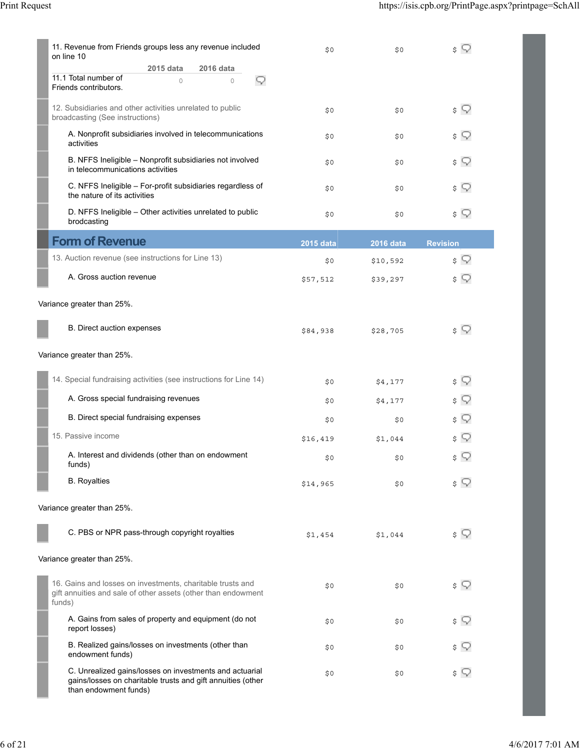| | 2015 data | 2016 data | Revision |
|---|---|---|---|
| 11. Revenue from Friends groups less any revenue included on line 10 | $0 | $0 | $ |
| 11.1 Total number of Friends contributors. | 0 | 0 | |
| 12. Subsidiaries and other activities unrelated to public broadcasting (See instructions) | $0 | $0 | $ |
| A. Nonprofit subsidiaries involved in telecommunications activities | $0 | $0 | $ |
| B. NFFS Ineligible – Nonprofit subsidiaries not involved in telecommunications activities | $0 | $0 | $ |
| C. NFFS Ineligible – For-profit subsidiaries regardless of the nature of its activities | $0 | $0 | $ |
| D. NFFS Ineligible – Other activities unrelated to public brodcasting | $0 | $0 | $ |

## Form of Revenue

| Form of Revenue | 2015 data | 2016 data | Revision |
|---|---|---|---|
| 13. Auction revenue (see instructions for Line 13) | $0 | $10,592 | $ |
| A. Gross auction revenue | $57,512 | $39,297 | $ |
| Variance greater than 25%. | | | |
| B. Direct auction expenses | $84,938 | $28,705 | $ |
| Variance greater than 25%. | | | |
| 14. Special fundraising activities (see instructions for Line 14) | $0 | $4,177 | $ |
| A. Gross special fundraising revenues | $0 | $4,177 | $ |
| B. Direct special fundraising expenses | $0 | $0 | $ |
| 15. Passive income | $16,419 | $1,044 | $ |
| A. Interest and dividends (other than on endowment funds) | $0 | $0 | $ |
| B. Royalties | $14,965 | $0 | $ |
| Variance greater than 25%. | | | |
| C. PBS or NPR pass-through copyright royalties | $1,454 | $1,044 | $ |
| Variance greater than 25%. | | | |
| 16. Gains and losses on investments, charitable trusts and gift annuities and sale of other assets (other than endowment funds) | $0 | $0 | $ |
| A. Gains from sales of property and equipment (do not report losses) | $0 | $0 | $ |
| B. Realized gains/losses on investments (other than endowment funds) | $0 | $0 | $ |
| C. Unrealized gains/losses on investments and actuarial gains/losses on charitable trusts and gift annuities (other than endowment funds) | $0 | $0 | $ |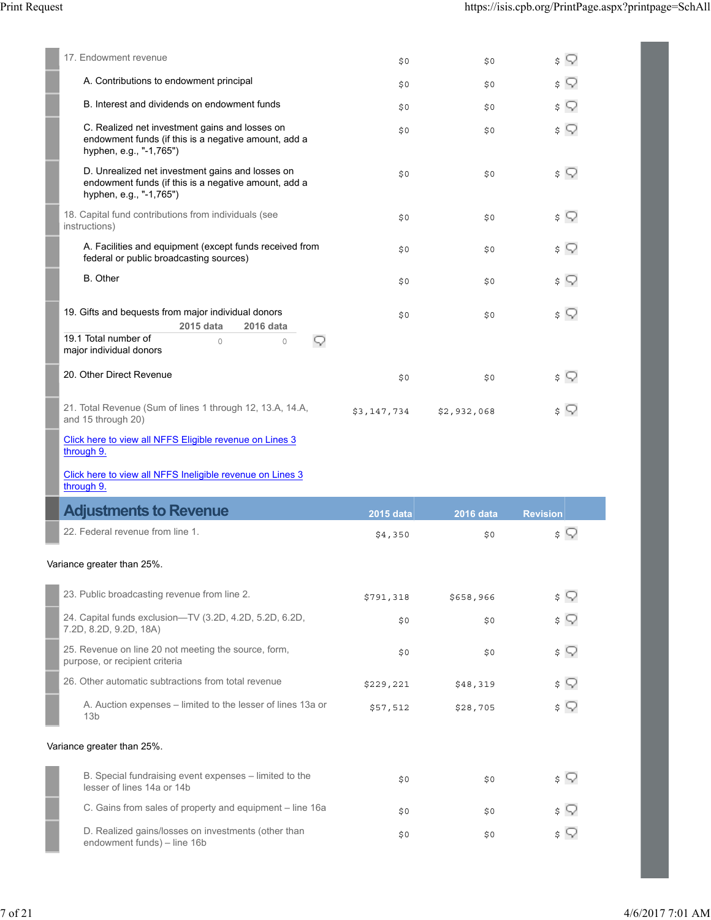| | | | |
|---|---|---|---|
| 17. Endowment revenue | $0 | $0 | $ |
| A. Contributions to endowment principal | $0 | $0 | $ |
| B. Interest and dividends on endowment funds | $0 | $0 | $ |
| C. Realized net investment gains and losses on endowment funds (if this is a negative amount, add a hyphen, e.g., "-1,765") | $0 | $0 | $ |
| D. Unrealized net investment gains and losses on endowment funds (if this is a negative amount, add a hyphen, e.g., "-1,765") | $0 | $0 | $ |
| 18. Capital fund contributions from individuals (see instructions) | $0 | $0 | $ |
| A. Facilities and equipment (except funds received from federal or public broadcasting sources) | $0 | $0 | $ |
| B. Other | $0 | $0 | $ |
| 19. Gifts and bequests from major individual donors | $0 | $0 | $ |
| 20. Other Direct Revenue | $0 | $0 | $ |
| 21. Total Revenue (Sum of lines 1 through 12, 13.A, 14.A, and 15 through 20) | $3,147,734 | $2,932,068 | $ |

| | 2015 data | 2016 data |
|---|---|---|
| 19.1 Total number of major individual donors | 0 | 0 |

Click here to view all NFFS Eligible revenue on Lines 3 through 9.

Click here to view all NFFS Ineligible revenue on Lines 3 through 9.

## Adjustments to Revenue

| | 2015 data | 2016 data | Revision |
|---|---|---|---|
| 22. Federal revenue from line 1. | $4,350 | $0 | $ |

Variance greater than 25%.

| | 2015 data | 2016 data | Revision |
|---|---|---|---|
| 23. Public broadcasting revenue from line 2. | $791,318 | $658,966 | $ |
| 24. Capital funds exclusion—TV (3.2D, 4.2D, 5.2D, 6.2D, 7.2D, 8.2D, 9.2D, 18A) | $0 | $0 | $ |
| 25. Revenue on line 20 not meeting the source, form, purpose, or recipient criteria | $0 | $0 | $ |
| 26. Other automatic subtractions from total revenue | $229,221 | $48,319 | $ |
| A. Auction expenses – limited to the lesser of lines 13a or 13b | $57,512 | $28,705 | $ |

Variance greater than 25%.

| | 2015 data | 2016 data | Revision |
|---|---|---|---|
| B. Special fundraising event expenses – limited to the lesser of lines 14a or 14b | $0 | $0 | $ |
| C. Gains from sales of property and equipment – line 16a | $0 | $0 | $ |
| D. Realized gains/losses on investments (other than endowment funds) – line 16b | $0 | $0 | $ |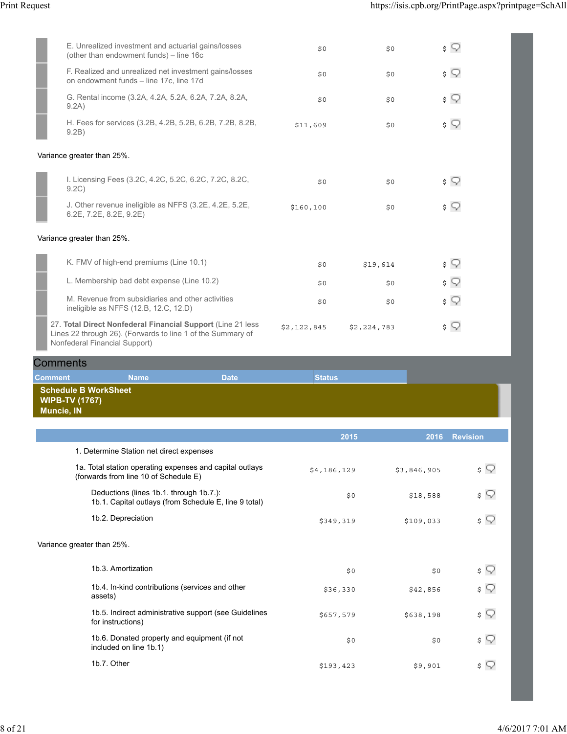| | 2015 | 2016 | Revision |
|---|---|---|---|
| E. Unrealized investment and actuarial gains/losses (other than endowment funds) – line 16c | $0 | $0 | $ |
| F. Realized and unrealized net investment gains/losses on endowment funds – line 17c, line 17d | $0 | $0 | $ |
| G. Rental income (3.2A, 4.2A, 5.2A, 6.2A, 7.2A, 8.2A, 9.2A) | $0 | $0 | $ |
| H. Fees for services (3.2B, 4.2B, 5.2B, 6.2B, 7.2B, 8.2B, 9.2B) | $11,609 | $0 | $ |

Variance greater than 25%.

| | 2015 | 2016 | Revision |
|---|---|---|---|
| I. Licensing Fees (3.2C, 4.2C, 5.2C, 6.2C, 7.2C, 8.2C, 9.2C) | $0 | $0 | $ |
| J. Other revenue ineligible as NFFS (3.2E, 4.2E, 5.2E, 6.2E, 7.2E, 8.2E, 9.2E) | $160,100 | $0 | $ |

Variance greater than 25%.

| | 2015 | 2016 | Revision |
|---|---|---|---|
| K. FMV of high-end premiums (Line 10.1) | $0 | $19,614 | $ |
| L. Membership bad debt expense (Line 10.2) | $0 | $0 | $ |
| M. Revenue from subsidiaries and other activities ineligible as NFFS (12.B, 12.C, 12.D) | $0 | $0 | $ |
| 27. **Total Direct Nonfederal Financial Support** (Line 21 less Lines 22 through 26). (Forwards to line 1 of the Summary of Nonfederal Financial Support) | $2,122,845 | $2,224,783 | $ |

## Comments

| Comment | Name | Date | Status |
|---|---|---|---|

## Schedule B WorkSheet
**WIPB-TV (1767)**
**Muncie, IN**

| | 2015 | 2016 | Revision |
|---|---|---|---|
| 1. Determine Station net direct expenses | | | |
| 1a. Total station operating expenses and capital outlays (forwards from line 10 of Schedule E) | $4,186,129 | $3,846,905 | $ |
| Deductions (lines 1b.1. through 1b.7.): 1b.1. Capital outlays (from Schedule E, line 9 total) | $0 | $18,588 | $ |
| 1b.2. Depreciation | $349,319 | $109,033 | $ |

Variance greater than 25%.

| | 2015 | 2016 | Revision |
|---|---|---|---|
| 1b.3. Amortization | $0 | $0 | $ |
| 1b.4. In-kind contributions (services and other assets) | $36,330 | $42,856 | $ |
| 1b.5. Indirect administrative support (see Guidelines for instructions) | $657,579 | $638,198 | $ |
| 1b.6. Donated property and equipment (if not included on line 1b.1) | $0 | $0 | $ |
| 1b.7. Other | $193,423 | $9,901 | $ |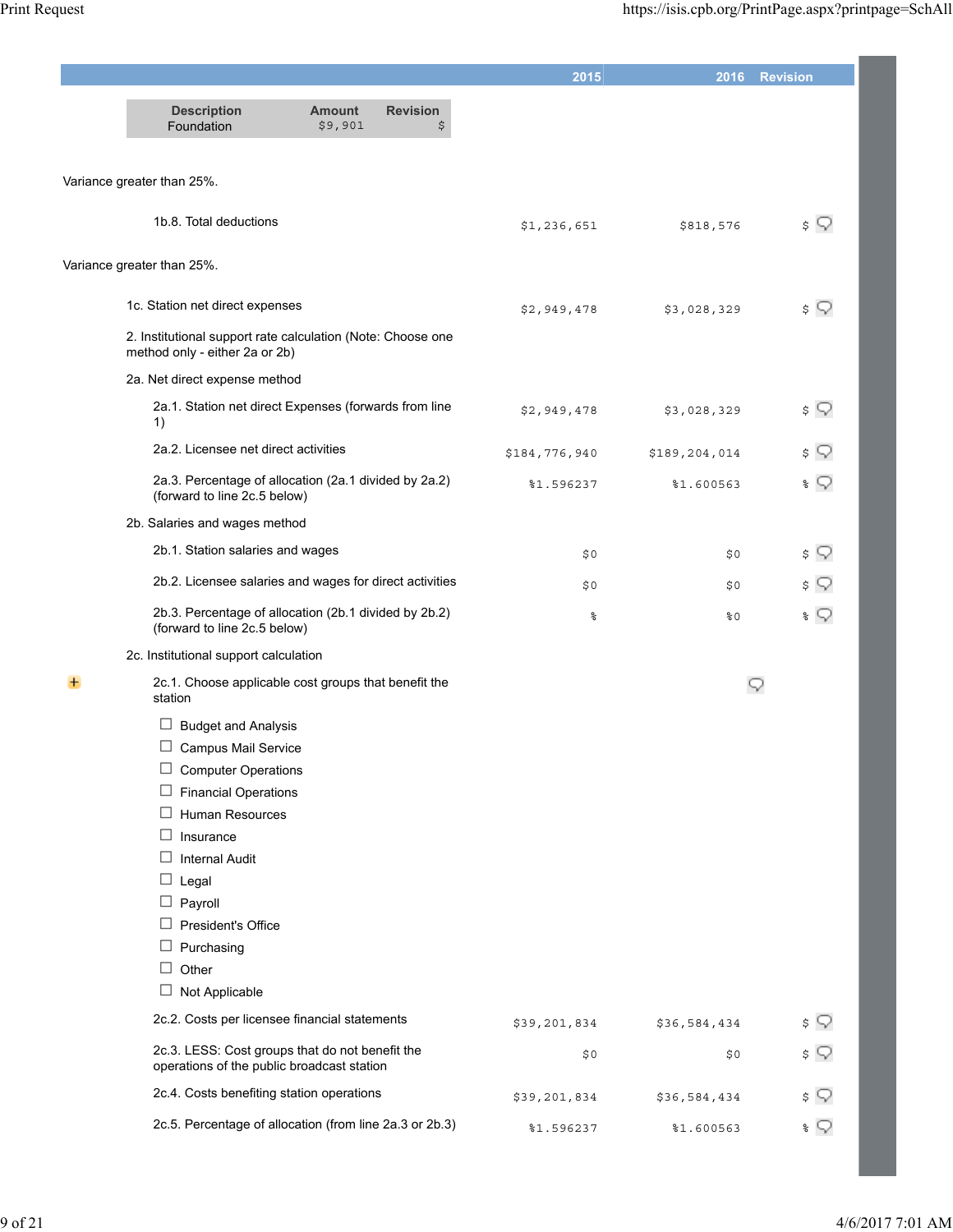| | 2015 | 2016 | Revision |
|---|---|---|---|

| Description | Amount | Revision |
|---|---|---|
| Foundation | $9,901 | $ |

Variance greater than 25%.

| | 2015 | 2016 | Revision |
|---|---|---|---|
| 1b.8. Total deductions | $1,236,651 | $818,576 | $ |

Variance greater than 25%.

| | 2015 | 2016 | Revision |
|---|---|---|---|
| 1c. Station net direct expenses | $2,949,478 | $3,028,329 | $ |
| 2. Institutional support rate calculation (Note: Choose one method only - either 2a or 2b) | | | |
| 2a. Net direct expense method | | | |
| 2a.1. Station net direct Expenses (forwards from line 1) | $2,949,478 | $3,028,329 | $ |
| 2a.2. Licensee net direct activities | $184,776,940 | $189,204,014 | $ |
| 2a.3. Percentage of allocation (2a.1 divided by 2a.2) (forward to line 2c.5 below) | %1.596237 | %1.600563 | % |
| 2b. Salaries and wages method | | | |
| 2b.1. Station salaries and wages | $0 | $0 | $ |
| 2b.2. Licensee salaries and wages for direct activities | $0 | $0 | $ |
| 2b.3. Percentage of allocation (2b.1 divided by 2b.2) (forward to line 2c.5 below) | % | %0 | % |
| 2c. Institutional support calculation | | | |
| 2c.1. Choose applicable cost groups that benefit the station | | | |

- ☐ Budget and Analysis
- ☐ Campus Mail Service
- ☐ Computer Operations
- ☐ Financial Operations
- ☐ Human Resources
- ☐ Insurance
- ☐ Internal Audit
- ☐ Legal
- ☐ Payroll
- ☐ President's Office
- ☐ Purchasing
- ☐ Other
- ☐ Not Applicable

| | 2015 | 2016 | Revision |
|---|---|---|---|
| 2c.2. Costs per licensee financial statements | $39,201,834 | $36,584,434 | $ |
| 2c.3. LESS: Cost groups that do not benefit the operations of the public broadcast station | $0 | $0 | $ |
| 2c.4. Costs benefiting station operations | $39,201,834 | $36,584,434 | $ |
| 2c.5. Percentage of allocation (from line 2a.3 or 2b.3) | %1.596237 | %1.600563 | % |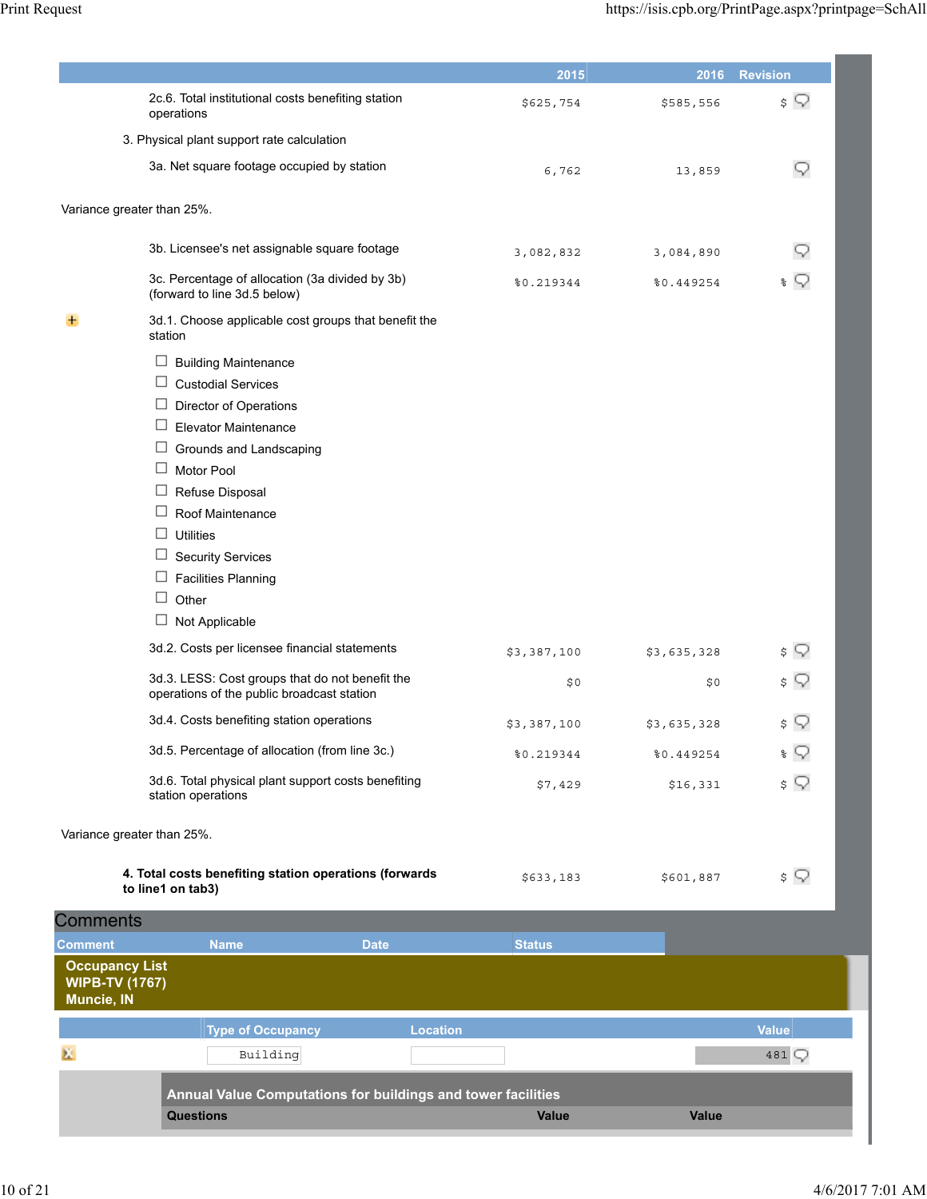| | 2015 | 2016 | Revision |
|---|---|---|---|
| 2c.6. Total institutional costs benefiting station operations | $625,754 | $585,556 | $ |
| 3. Physical plant support rate calculation | | | |
| 3a. Net square footage occupied by station | 6,762 | 13,859 | |

Variance greater than 25%.

| | 2015 | 2016 | Revision |
|---|---|---|---|
| 3b. Licensee's net assignable square footage | 3,082,832 | 3,084,890 | |
| 3c. Percentage of allocation (3a divided by 3b) (forward to line 3d.5 below) | %0.219344 | %0.449254 | % |
| 3d.1. Choose applicable cost groups that benefit the station | | | |

- ☐ Building Maintenance
- ☐ Custodial Services
- ☐ Director of Operations
- ☐ Elevator Maintenance
- ☐ Grounds and Landscaping
- ☐ Motor Pool
- ☐ Refuse Disposal
- ☐ Roof Maintenance
- ☐ Utilities
- ☐ Security Services
- ☐ Facilities Planning
- ☐ Other
- ☐ Not Applicable

| | 2015 | 2016 | Revision |
|---|---|---|---|
| 3d.2. Costs per licensee financial statements | $3,387,100 | $3,635,328 | $ |
| 3d.3. LESS: Cost groups that do not benefit the operations of the public broadcast station | $0 | $0 | $ |
| 3d.4. Costs benefiting station operations | $3,387,100 | $3,635,328 | $ |
| 3d.5. Percentage of allocation (from line 3c.) | %0.219344 | %0.449254 | % |
| 3d.6. Total physical plant support costs benefiting station operations | $7,429 | $16,331 | $ |

Variance greater than 25%.

| | 2015 | 2016 | Revision |
|---|---|---|---|
| **4. Total costs benefiting station operations (forwards to line1 on tab3)** | $633,183 | $601,887 | $ |

## Comments

| Comment | Name | Date | Status |
|---|---|---|---|

## Occupancy List
**WIPB-TV (1767)**
**Muncie, IN**

| | Type of Occupancy | Location | Value |
|---|---|---|---|
| | Building | | 481 |

### Annual Value Computations for buildings and tower facilities

| Questions | Value | Value |
|---|---|---|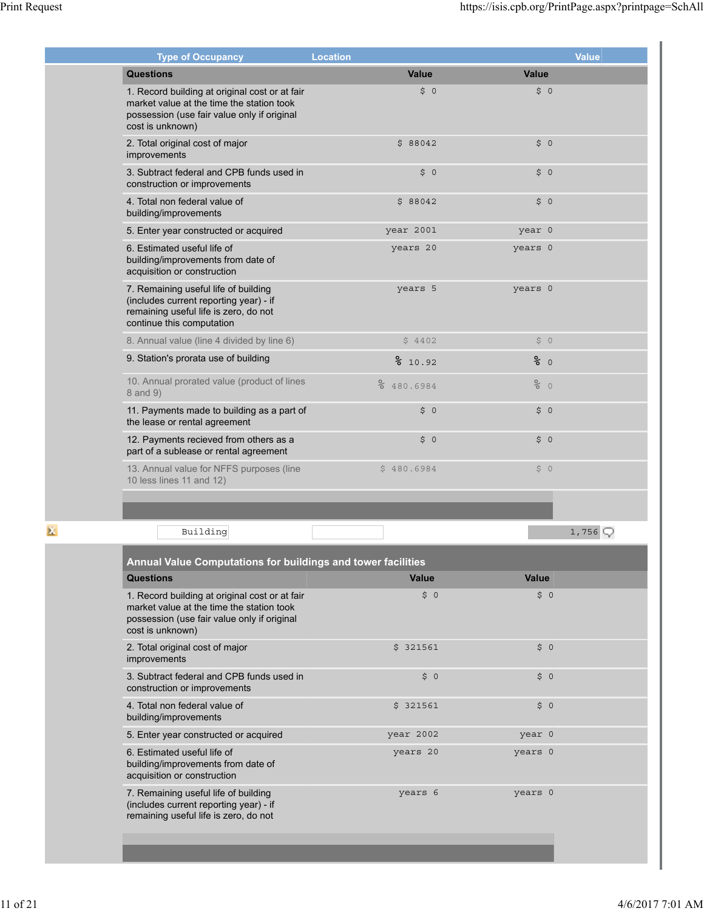| Type of Occupancy | Location | Value |
|---|---|---|

| Questions | Value | Value |
|---|---|---|
| 1. Record building at original cost or at fair market value at the time the station took possession (use fair value only if original cost is unknown) | $ 0 | $ 0 |
| 2. Total original cost of major improvements | $ 88042 | $ 0 |
| 3. Subtract federal and CPB funds used in construction or improvements | $ 0 | $ 0 |
| 4. Total non federal value of building/improvements | $ 88042 | $ 0 |
| 5. Enter year constructed or acquired | year 2001 | year 0 |
| 6. Estimated useful life of building/improvements from date of acquisition or construction | years 20 | years 0 |
| 7. Remaining useful life of building (includes current reporting year) - if remaining useful life is zero, do not continue this computation | years 5 | years 0 |
| 8. Annual value (line 4 divided by line 6) | $ 4402 | $ 0 |
| 9. Station's prorata use of building | % 10.92 | % 0 |
| 10. Annual prorated value (product of lines 8 and 9) | % 480.6984 | % 0 |
| 11. Payments made to building as a part of the lease or rental agreement | $ 0 | $ 0 |
| 12. Payments recieved from others as a part of a sublease or rental agreement | $ 0 | $ 0 |
| 13. Annual value for NFFS purposes (line 10 less lines 11 and 12) | $ 480.6984 | $ 0 |

| Building | | 1,756 |
|---|---|---|

**Annual Value Computations for buildings and tower facilities**

| Questions | Value | Value |
|---|---|---|
| 1. Record building at original cost or at fair market value at the time the station took possession (use fair value only if original cost is unknown) | $ 0 | $ 0 |
| 2. Total original cost of major improvements | $ 321561 | $ 0 |
| 3. Subtract federal and CPB funds used in construction or improvements | $ 0 | $ 0 |
| 4. Total non federal value of building/improvements | $ 321561 | $ 0 |
| 5. Enter year constructed or acquired | year 2002 | year 0 |
| 6. Estimated useful life of building/improvements from date of acquisition or construction | years 20 | years 0 |
| 7. Remaining useful life of building (includes current reporting year) - if remaining useful life is zero, do not | years 6 | years 0 |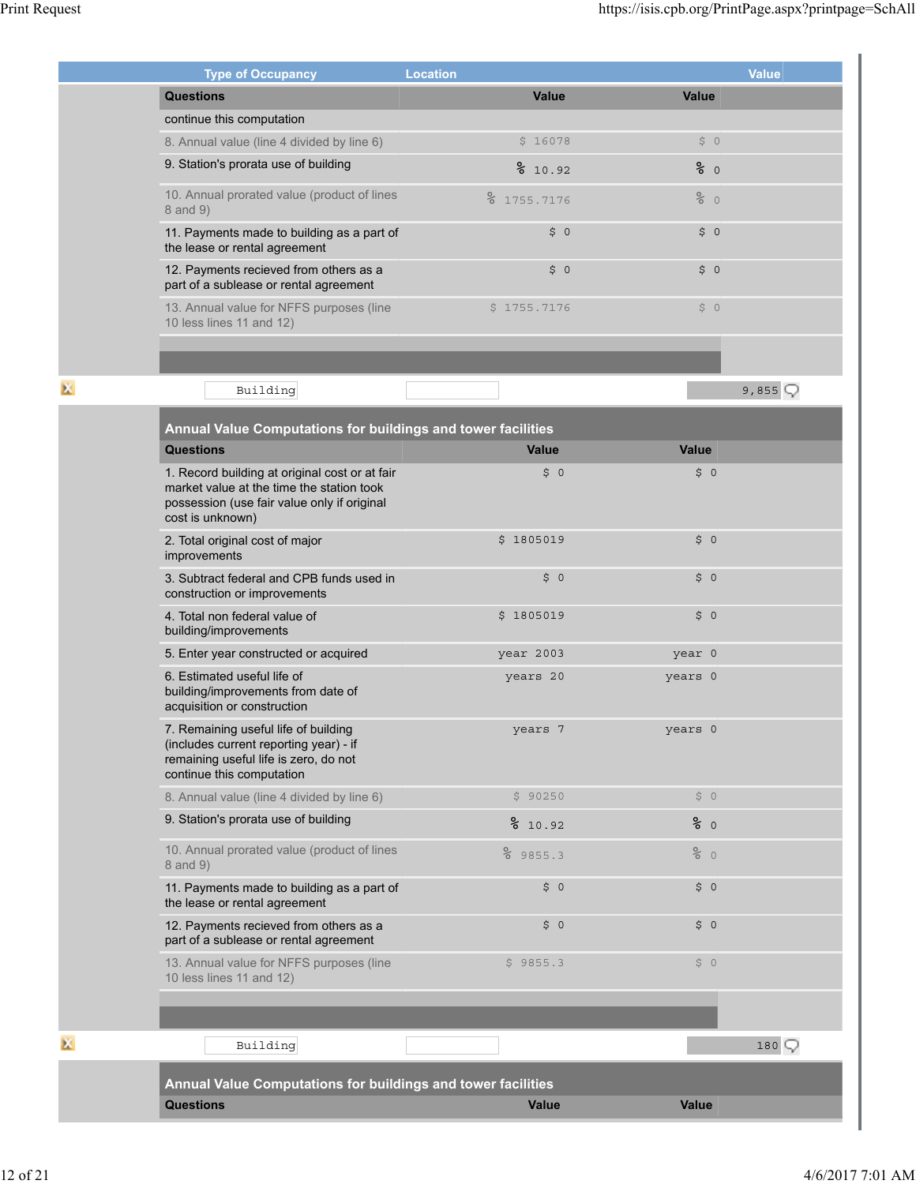| Type of Occupancy | Location | Value |
|---|---|---|

| Questions | Value | Value |
|---|---|---|
| continue this computation | | |
| 8. Annual value (line 4 divided by line 6) | $ 16078 | $ 0 |
| 9. Station's prorata use of building | % 10.92 | % 0 |
| 10. Annual prorated value (product of lines 8 and 9) | % 1755.7176 | % 0 |
| 11. Payments made to building as a part of the lease or rental agreement | $ 0 | $ 0 |
| 12. Payments recieved from others as a part of a sublease or rental agreement | $ 0 | $ 0 |
| 13. Annual value for NFFS purposes (line 10 less lines 11 and 12) | $ 1755.7176 | $ 0 |

| Type of Occupancy | Location | Value |
|---|---|---|
| Building | | 9,855 |

**Annual Value Computations for buildings and tower facilities**

| Questions | Value | Value |
|---|---|---|
| 1. Record building at original cost or at fair market value at the time the station took possession (use fair value only if original cost is unknown) | $ 0 | $ 0 |
| 2. Total original cost of major improvements | $ 1805019 | $ 0 |
| 3. Subtract federal and CPB funds used in construction or improvements | $ 0 | $ 0 |
| 4. Total non federal value of building/improvements | $ 1805019 | $ 0 |
| 5. Enter year constructed or acquired | year 2003 | year 0 |
| 6. Estimated useful life of building/improvements from date of acquisition or construction | years 20 | years 0 |
| 7. Remaining useful life of building (includes current reporting year) - if remaining useful life is zero, do not continue this computation | years 7 | years 0 |
| 8. Annual value (line 4 divided by line 6) | $ 90250 | $ 0 |
| 9. Station's prorata use of building | % 10.92 | % 0 |
| 10. Annual prorated value (product of lines 8 and 9) | % 9855.3 | % 0 |
| 11. Payments made to building as a part of the lease or rental agreement | $ 0 | $ 0 |
| 12. Payments recieved from others as a part of a sublease or rental agreement | $ 0 | $ 0 |
| 13. Annual value for NFFS purposes (line 10 less lines 11 and 12) | $ 9855.3 | $ 0 |

| Type of Occupancy | Location | Value |
|---|---|---|
| Building | | 180 |

**Annual Value Computations for buildings and tower facilities**

| Questions | Value | Value |
|---|---|---|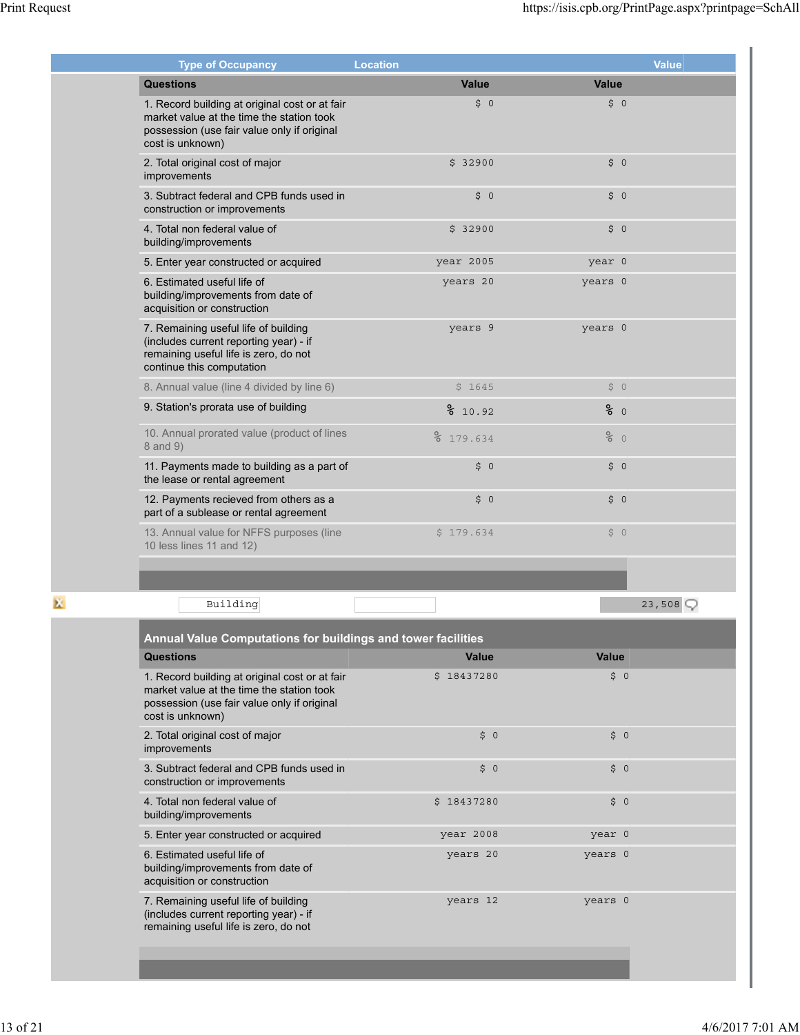| Type of Occupancy | Location | Value |
| --- | --- | --- |

| Questions | Value | Value |
| --- | --- | --- |
| 1. Record building at original cost or at fair market value at the time the station took possession (use fair value only if original cost is unknown) | $ 0 | $ 0 |
| 2. Total original cost of major improvements | $ 32900 | $ 0 |
| 3. Subtract federal and CPB funds used in construction or improvements | $ 0 | $ 0 |
| 4. Total non federal value of building/improvements | $ 32900 | $ 0 |
| 5. Enter year constructed or acquired | year 2005 | year 0 |
| 6. Estimated useful life of building/improvements from date of acquisition or construction | years 20 | years 0 |
| 7. Remaining useful life of building (includes current reporting year) - if remaining useful life is zero, do not continue this computation | years 9 | years 0 |
| 8. Annual value (line 4 divided by line 6) | $ 1645 | $ 0 |
| 9. Station's prorata use of building | % 10.92 | % 0 |
| 10. Annual prorated value (product of lines 8 and 9) | % 179.634 | % 0 |
| 11. Payments made to building as a part of the lease or rental agreement | $ 0 | $ 0 |
| 12. Payments recieved from others as a part of a sublease or rental agreement | $ 0 | $ 0 |
| 13. Annual value for NFFS purposes (line 10 less lines 11 and 12) | $ 179.634 | $ 0 |

| Building | | 23,508 |
| --- | --- | --- |

## Annual Value Computations for buildings and tower facilities

| Questions | Value | Value |
| --- | --- | --- |
| 1. Record building at original cost or at fair market value at the time the station took possession (use fair value only if original cost is unknown) | $ 18437280 | $ 0 |
| 2. Total original cost of major improvements | $ 0 | $ 0 |
| 3. Subtract federal and CPB funds used in construction or improvements | $ 0 | $ 0 |
| 4. Total non federal value of building/improvements | $ 18437280 | $ 0 |
| 5. Enter year constructed or acquired | year 2008 | year 0 |
| 6. Estimated useful life of building/improvements from date of acquisition or construction | years 20 | years 0 |
| 7. Remaining useful life of building (includes current reporting year) - if remaining useful life is zero, do not | years 12 | years 0 |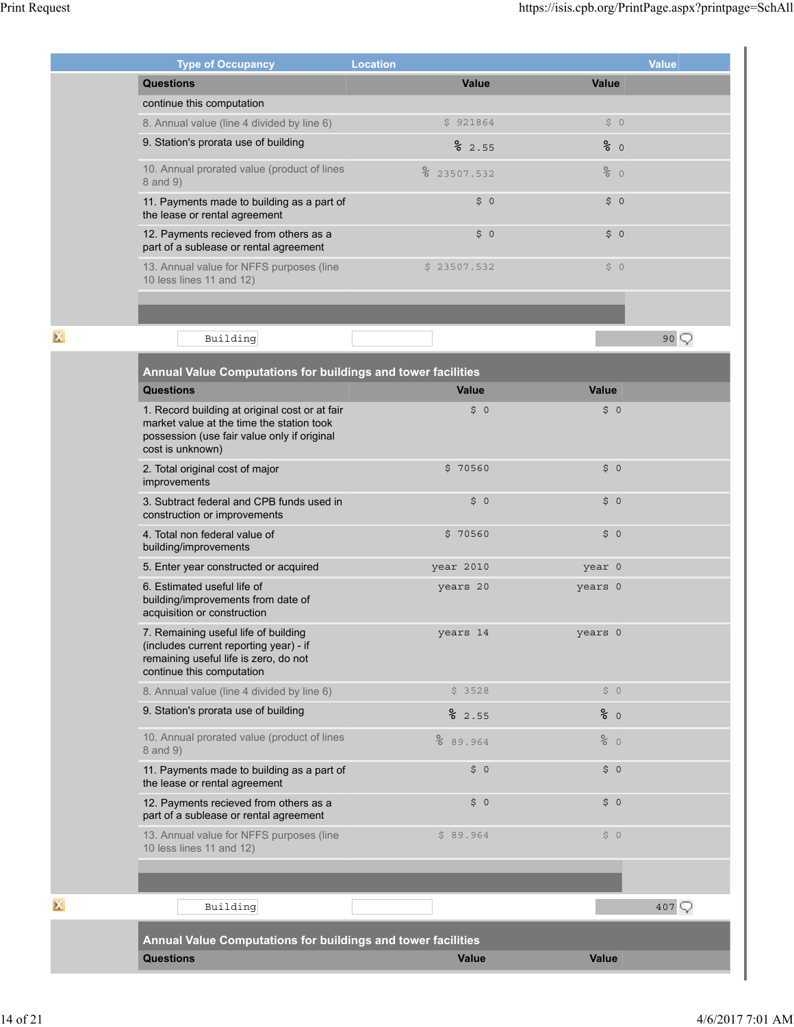| Type of Occupancy | Location | Value |
|---|---|---|

| Questions | Value | Value |
|---|---|---|
| continue this computation | | |
| 8. Annual value (line 4 divided by line 6) | $ 921864 | $ 0 |
| 9. Station's prorata use of building | % 2.55 | % 0 |
| 10. Annual prorated value (product of lines 8 and 9) | % 23507.532 | % 0 |
| 11. Payments made to building as a part of the lease or rental agreement | $ 0 | $ 0 |
| 12. Payments recieved from others as a part of a sublease or rental agreement | $ 0 | $ 0 |
| 13. Annual value for NFFS purposes (line 10 less lines 11 and 12) | $ 23507.532 | $ 0 |

| Building | | 90 |
|---|---|---|

## Annual Value Computations for buildings and tower facilities

| Questions | Value | Value |
|---|---|---|
| 1. Record building at original cost or at fair market value at the time the station took possession (use fair value only if original cost is unknown) | $ 0 | $ 0 |
| 2. Total original cost of major improvements | $ 70560 | $ 0 |
| 3. Subtract federal and CPB funds used in construction or improvements | $ 0 | $ 0 |
| 4. Total non federal value of building/improvements | $ 70560 | $ 0 |
| 5. Enter year constructed or acquired | year 2010 | year 0 |
| 6. Estimated useful life of building/improvements from date of acquisition or construction | years 20 | years 0 |
| 7. Remaining useful life of building (includes current reporting year) - if remaining useful life is zero, do not continue this computation | years 14 | years 0 |
| 8. Annual value (line 4 divided by line 6) | $ 3528 | $ 0 |
| 9. Station's prorata use of building | % 2.55 | % 0 |
| 10. Annual prorated value (product of lines 8 and 9) | % 89.964 | % 0 |
| 11. Payments made to building as a part of the lease or rental agreement | $ 0 | $ 0 |
| 12. Payments recieved from others as a part of a sublease or rental agreement | $ 0 | $ 0 |
| 13. Annual value for NFFS purposes (line 10 less lines 11 and 12) | $ 89.964 | $ 0 |

| Building | | 407 |
|---|---|---|

## Annual Value Computations for buildings and tower facilities

| Questions | Value | Value |
|---|---|---|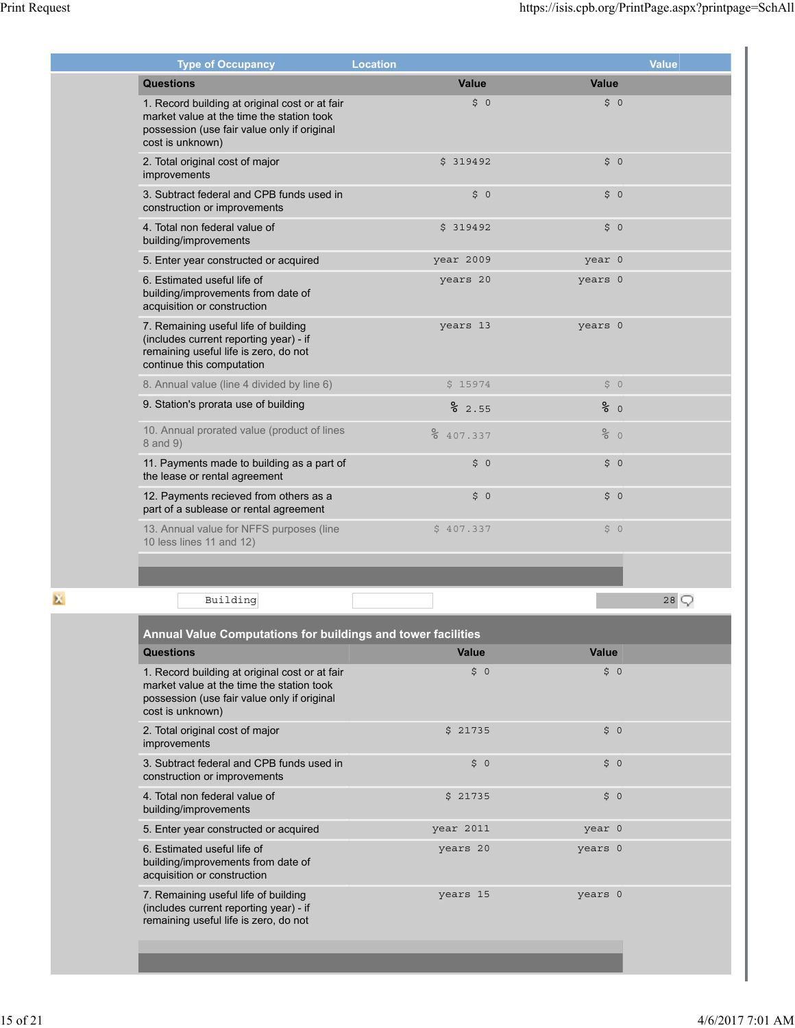| Type of Occupancy | Location | Value |
|---|---|---|

| Questions | Value | Value |
|---|---|---|
| 1. Record building at original cost or at fair market value at the time the station took possession (use fair value only if original cost is unknown) | $ 0 | $ 0 |
| 2. Total original cost of major improvements | $ 319492 | $ 0 |
| 3. Subtract federal and CPB funds used in construction or improvements | $ 0 | $ 0 |
| 4. Total non federal value of building/improvements | $ 319492 | $ 0 |
| 5. Enter year constructed or acquired | year 2009 | year 0 |
| 6. Estimated useful life of building/improvements from date of acquisition or construction | years 20 | years 0 |
| 7. Remaining useful life of building (includes current reporting year) - if remaining useful life is zero, do not continue this computation | years 13 | years 0 |
| 8. Annual value (line 4 divided by line 6) | $ 15974 | $ 0 |
| 9. Station's prorata use of building | % 2.55 | % 0 |
| 10. Annual prorated value (product of lines 8 and 9) | % 407.337 | % 0 |
| 11. Payments made to building as a part of the lease or rental agreement | $ 0 | $ 0 |
| 12. Payments recieved from others as a part of a sublease or rental agreement | $ 0 | $ 0 |
| 13. Annual value for NFFS purposes (line 10 less lines 11 and 12) | $ 407.337 | $ 0 |

| Type of Occupancy | Location | Value |
|---|---|---|
| Building | | 28 |

## Annual Value Computations for buildings and tower facilities

| Questions | Value | Value |
|---|---|---|
| 1. Record building at original cost or at fair market value at the time the station took possession (use fair value only if original cost is unknown) | $ 0 | $ 0 |
| 2. Total original cost of major improvements | $ 21735 | $ 0 |
| 3. Subtract federal and CPB funds used in construction or improvements | $ 0 | $ 0 |
| 4. Total non federal value of building/improvements | $ 21735 | $ 0 |
| 5. Enter year constructed or acquired | year 2011 | year 0 |
| 6. Estimated useful life of building/improvements from date of acquisition or construction | years 20 | years 0 |
| 7. Remaining useful life of building (includes current reporting year) - if remaining useful life is zero, do not | years 15 | years 0 |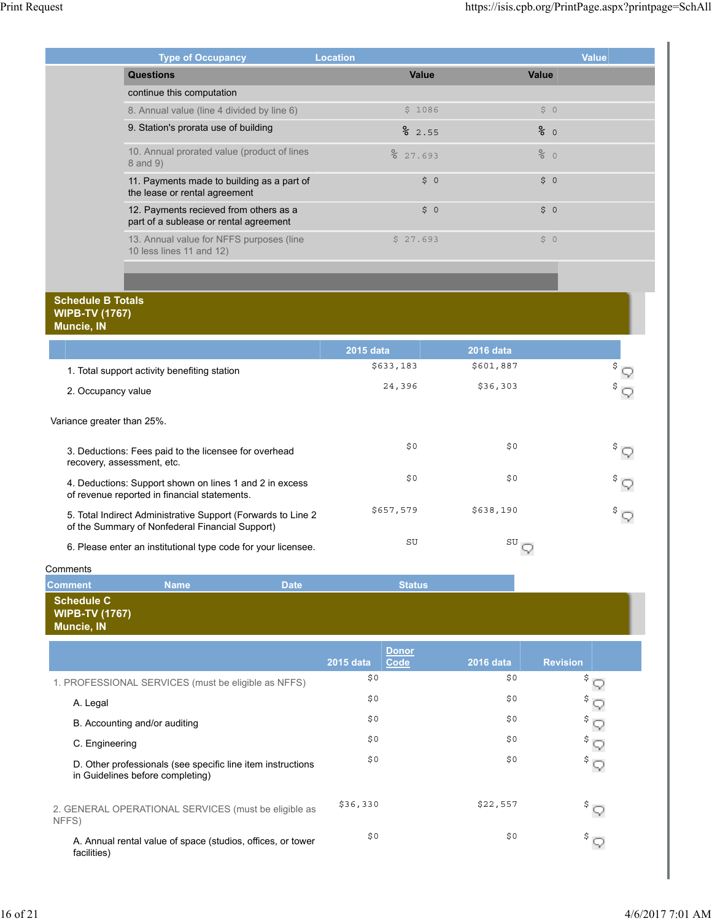| Type of Occupancy | Location | | Value |
|---|---|---|---|

| Questions | Value | Value |
|---|---|---|
| continue this computation | | |
| 8. Annual value (line 4 divided by line 6) | $ 1086 | $ 0 |
| 9. Station's prorata use of building | % 2.55 | % 0 |
| 10. Annual prorated value (product of lines 8 and 9) | % 27.693 | % 0 |
| 11. Payments made to building as a part of the lease or rental agreement | $ 0 | $ 0 |
| 12. Payments recieved from others as a part of a sublease or rental agreement | $ 0 | $ 0 |
| 13. Annual value for NFFS purposes (line 10 less lines 11 and 12) | $ 27.693 | $ 0 |

## Schedule B Totals
**WIPB-TV (1767)**
**Muncie, IN**

| | 2015 data | 2016 data | |
|---|---|---|---|
| 1. Total support activity benefiting station | $633,183 | $601,887 | $ |
| 2. Occupancy value | 24,396 | $36,303 | $ |

Variance greater than 25%.

| | 2015 data | 2016 data | |
|---|---|---|---|
| 3. Deductions: Fees paid to the licensee for overhead recovery, assessment, etc. | $0 | $0 | $ |
| 4. Deductions: Support shown on lines 1 and 2 in excess of revenue reported in financial statements. | $0 | $0 | $ |
| 5. Total Indirect Administrative Support (Forwards to Line 2 of the Summary of Nonfederal Financial Support) | $657,579 | $638,190 | $ |
| 6. Please enter an institutional type code for your licensee. | SU | SU | |

Comments

| Comment | Name | Date | Status |
|---|---|---|---|

## Schedule C
**WIPB-TV (1767)**
**Muncie, IN**

| | 2015 data | Donor Code | 2016 data | Revision |
|---|---|---|---|---|
| 1. PROFESSIONAL SERVICES (must be eligible as NFFS) | $0 | | $0 | $ |
| A. Legal | $0 | | $0 | $ |
| B. Accounting and/or auditing | $0 | | $0 | $ |
| C. Engineering | $0 | | $0 | $ |
| D. Other professionals (see specific line item instructions in Guidelines before completing) | $0 | | $0 | $ |
| 2. GENERAL OPERATIONAL SERVICES (must be eligible as NFFS) | $36,330 | | $22,557 | $ |
| A. Annual rental value of space (studios, offices, or tower facilities) | $0 | | $0 | $ |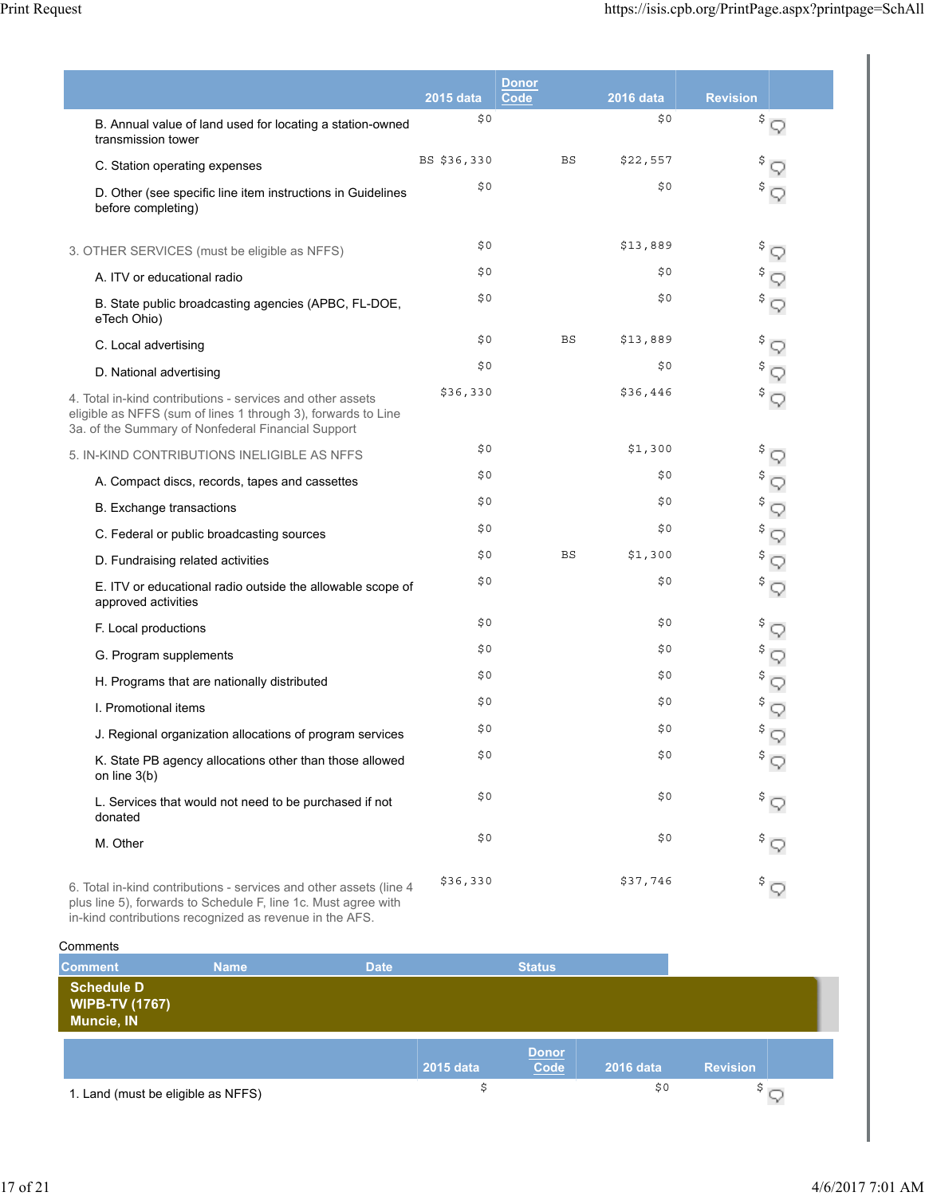| | 2015 data | Donor Code | 2016 data | Revision |
|---|---|---|---|---|
| B. Annual value of land used for locating a station-owned transmission tower | $0 | | $0 | $ |
| C. Station operating expenses | BS $36,330 | BS | $22,557 | $ |
| D. Other (see specific line item instructions in Guidelines before completing) | $0 | | $0 | $ |
| 3. OTHER SERVICES (must be eligible as NFFS) | $0 | | $13,889 | $ |
| A. ITV or educational radio | $0 | | $0 | $ |
| B. State public broadcasting agencies (APBC, FL-DOE, eTech Ohio) | $0 | | $0 | $ |
| C. Local advertising | $0 | BS | $13,889 | $ |
| D. National advertising | $0 | | $0 | $ |
| 4. Total in-kind contributions - services and other assets eligible as NFFS (sum of lines 1 through 3), forwards to Line 3a. of the Summary of Nonfederal Financial Support | $36,330 | | $36,446 | $ |
| 5. IN-KIND CONTRIBUTIONS INELIGIBLE AS NFFS | $0 | | $1,300 | $ |
| A. Compact discs, records, tapes and cassettes | $0 | | $0 | $ |
| B. Exchange transactions | $0 | | $0 | $ |
| C. Federal or public broadcasting sources | $0 | | $0 | $ |
| D. Fundraising related activities | $0 | BS | $1,300 | $ |
| E. ITV or educational radio outside the allowable scope of approved activities | $0 | | $0 | $ |
| F. Local productions | $0 | | $0 | $ |
| G. Program supplements | $0 | | $0 | $ |
| H. Programs that are nationally distributed | $0 | | $0 | $ |
| I. Promotional items | $0 | | $0 | $ |
| J. Regional organization allocations of program services | $0 | | $0 | $ |
| K. State PB agency allocations other than those allowed on line 3(b) | $0 | | $0 | $ |
| L. Services that would not need to be purchased if not donated | $0 | | $0 | $ |
| M. Other | $0 | | $0 | $ |
| 6. Total in-kind contributions - services and other assets (line 4 plus line 5), forwards to Schedule F, line 1c. Must agree with in-kind contributions recognized as revenue in the AFS. | $36,330 | | $37,746 | $ |

Comments

| Comment | Name | Date | Status |
|---|---|---|---|

**Schedule D**
**WIPB-TV (1767)**
**Muncie, IN**

| | 2015 data | Donor Code | 2016 data | Revision |
|---|---|---|---|---|
| 1. Land (must be eligible as NFFS) | $ | | $0 | $ |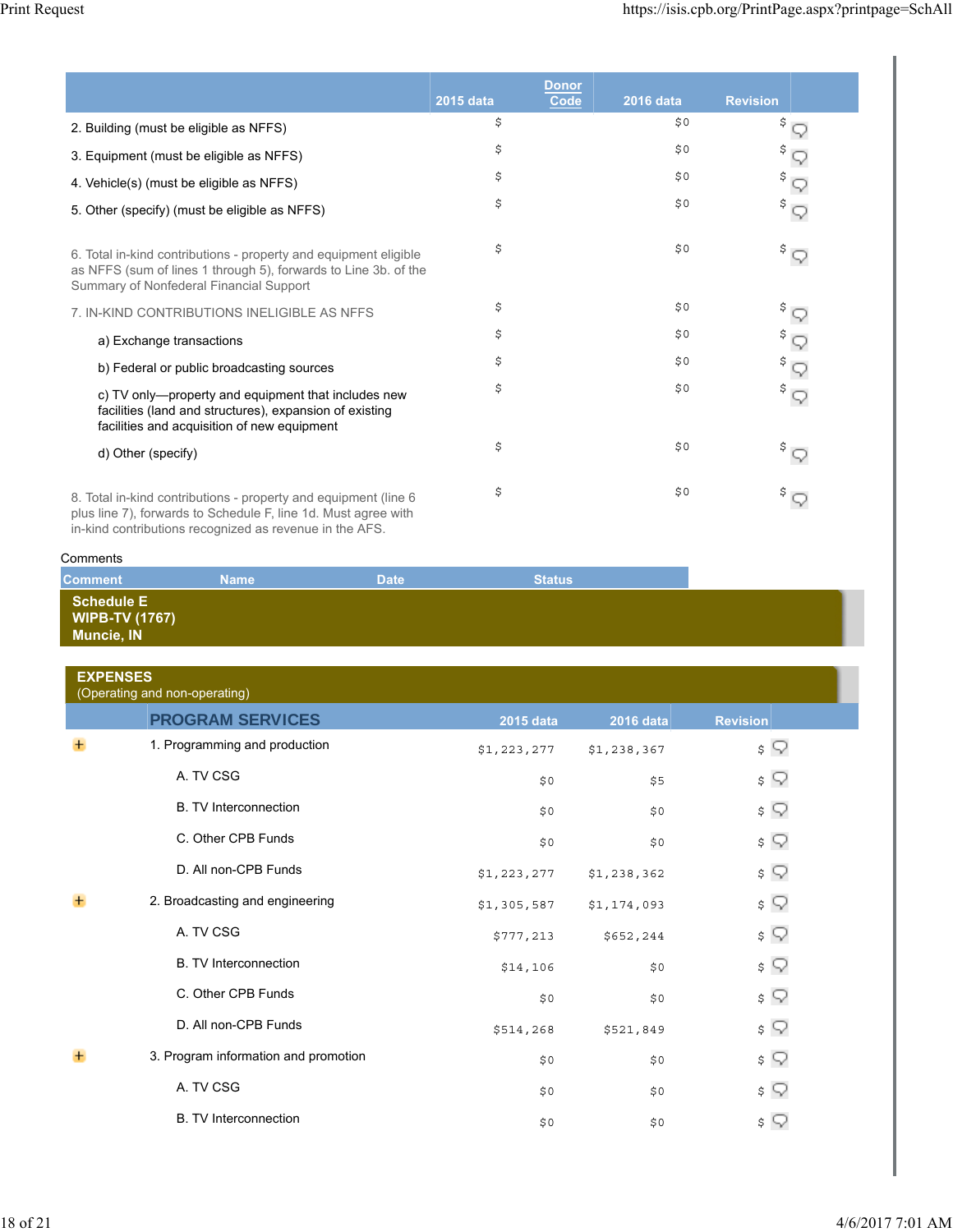| | 2015 data | Donor Code | 2016 data | Revision |
|---|---|---|---|---|
| 2. Building (must be eligible as NFFS) | $ | | $0 | $ |
| 3. Equipment (must be eligible as NFFS) | $ | | $0 | $ |
| 4. Vehicle(s) (must be eligible as NFFS) | $ | | $0 | $ |
| 5. Other (specify) (must be eligible as NFFS) | $ | | $0 | $ |
| 6. Total in-kind contributions - property and equipment eligible as NFFS (sum of lines 1 through 5), forwards to Line 3b. of the Summary of Nonfederal Financial Support | $ | | $0 | $ |
| 7. IN-KIND CONTRIBUTIONS INELIGIBLE AS NFFS | $ | | $0 | $ |
| a) Exchange transactions | $ | | $0 | $ |
| b) Federal or public broadcasting sources | $ | | $0 | $ |
| c) TV only—property and equipment that includes new facilities (land and structures), expansion of existing facilities and acquisition of new equipment | $ | | $0 | $ |
| d) Other (specify) | $ | | $0 | $ |
| 8. Total in-kind contributions - property and equipment (line 6 plus line 7), forwards to Schedule F, line 1d. Must agree with in-kind contributions recognized as revenue in the AFS. | $ | | $0 | $ |

Comments

| Comment | Name | Date | Status |
|---|---|---|---|

## Schedule E
**WIPB-TV (1767)**
**Muncie, IN**

## EXPENSES
(Operating and non-operating)

| PROGRAM SERVICES | 2015 data | 2016 data | Revision |
|---|---|---|---|
| 1. Programming and production | $1,223,277 | $1,238,367 | $ |
| A. TV CSG | $0 | $5 | $ |
| B. TV Interconnection | $0 | $0 | $ |
| C. Other CPB Funds | $0 | $0 | $ |
| D. All non-CPB Funds | $1,223,277 | $1,238,362 | $ |
| 2. Broadcasting and engineering | $1,305,587 | $1,174,093 | $ |
| A. TV CSG | $777,213 | $652,244 | $ |
| B. TV Interconnection | $14,106 | $0 | $ |
| C. Other CPB Funds | $0 | $0 | $ |
| D. All non-CPB Funds | $514,268 | $521,849 | $ |
| 3. Program information and promotion | $0 | $0 | $ |
| A. TV CSG | $0 | $0 | $ |
| B. TV Interconnection | $0 | $0 | $ |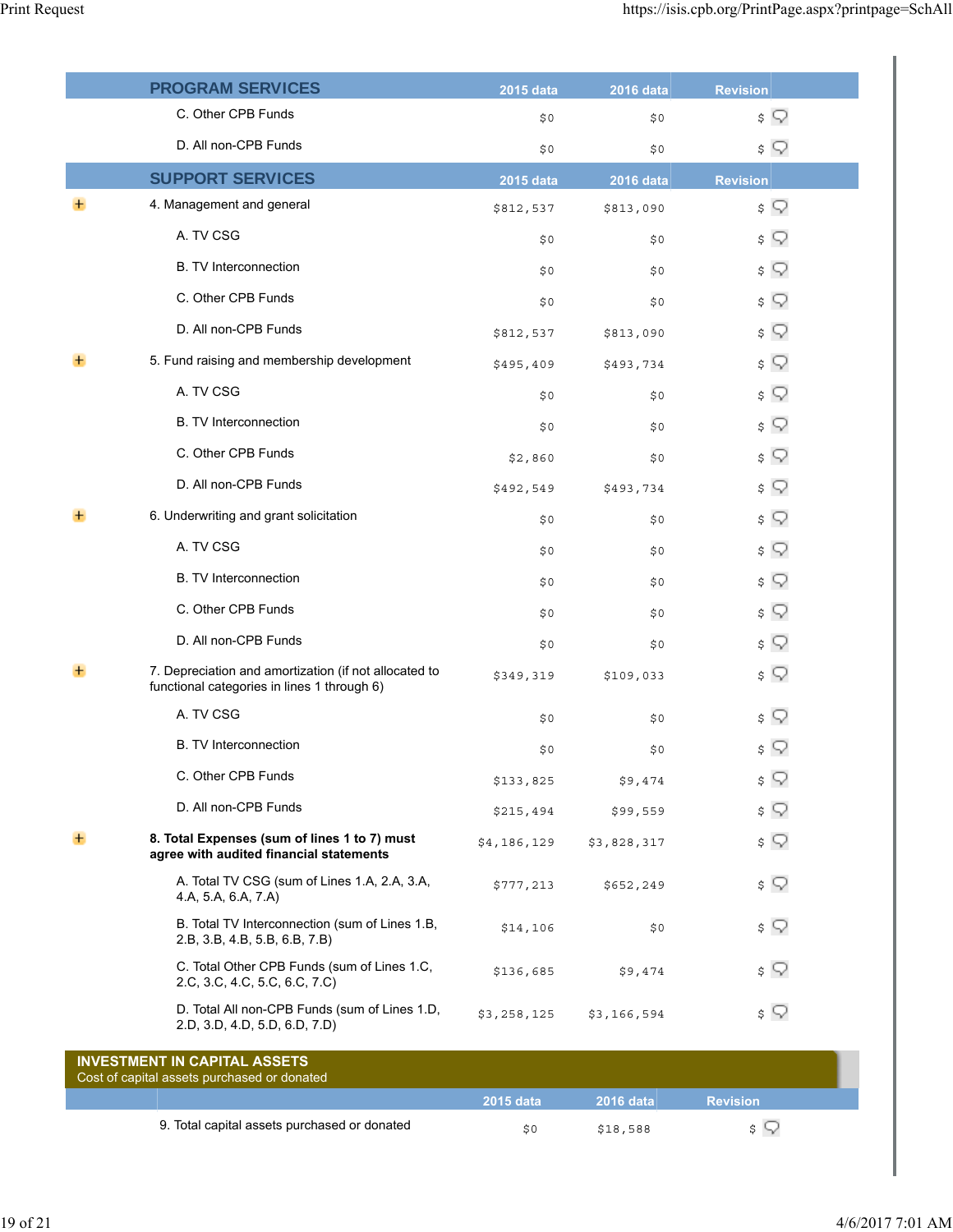| PROGRAM SERVICES | 2015 data | 2016 data | Revision |
|---|---|---|---|
| C. Other CPB Funds | $0 | $0 | $ |
| D. All non-CPB Funds | $0 | $0 | $ |

| SUPPORT SERVICES | 2015 data | 2016 data | Revision |
|---|---|---|---|
| 4. Management and general | $812,537 | $813,090 | $ |
| A. TV CSG | $0 | $0 | $ |
| B. TV Interconnection | $0 | $0 | $ |
| C. Other CPB Funds | $0 | $0 | $ |
| D. All non-CPB Funds | $812,537 | $813,090 | $ |
| 5. Fund raising and membership development | $495,409 | $493,734 | $ |
| A. TV CSG | $0 | $0 | $ |
| B. TV Interconnection | $0 | $0 | $ |
| C. Other CPB Funds | $2,860 | $0 | $ |
| D. All non-CPB Funds | $492,549 | $493,734 | $ |
| 6. Underwriting and grant solicitation | $0 | $0 | $ |
| A. TV CSG | $0 | $0 | $ |
| B. TV Interconnection | $0 | $0 | $ |
| C. Other CPB Funds | $0 | $0 | $ |
| D. All non-CPB Funds | $0 | $0 | $ |
| 7. Depreciation and amortization (if not allocated to functional categories in lines 1 through 6) | $349,319 | $109,033 | $ |
| A. TV CSG | $0 | $0 | $ |
| B. TV Interconnection | $0 | $0 | $ |
| C. Other CPB Funds | $133,825 | $9,474 | $ |
| D. All non-CPB Funds | $215,494 | $99,559 | $ |
| **8. Total Expenses (sum of lines 1 to 7) must agree with audited financial statements** | $4,186,129 | $3,828,317 | $ |
| A. Total TV CSG (sum of Lines 1.A, 2.A, 3.A, 4.A, 5.A, 6.A, 7.A) | $777,213 | $652,249 | $ |
| B. Total TV Interconnection (sum of Lines 1.B, 2.B, 3.B, 4.B, 5.B, 6.B, 7.B) | $14,106 | $0 | $ |
| C. Total Other CPB Funds (sum of Lines 1.C, 2.C, 3.C, 4.C, 5.C, 6.C, 7.C) | $136,685 | $9,474 | $ |
| D. Total All non-CPB Funds (sum of Lines 1.D, 2.D, 3.D, 4.D, 5.D, 6.D, 7.D) | $3,258,125 | $3,166,594 | $ |

**INVESTMENT IN CAPITAL ASSETS**
Cost of capital assets purchased or donated

| | 2015 data | 2016 data | Revision |
|---|---|---|---|
| 9. Total capital assets purchased or donated | $0 | $18,588 | $ |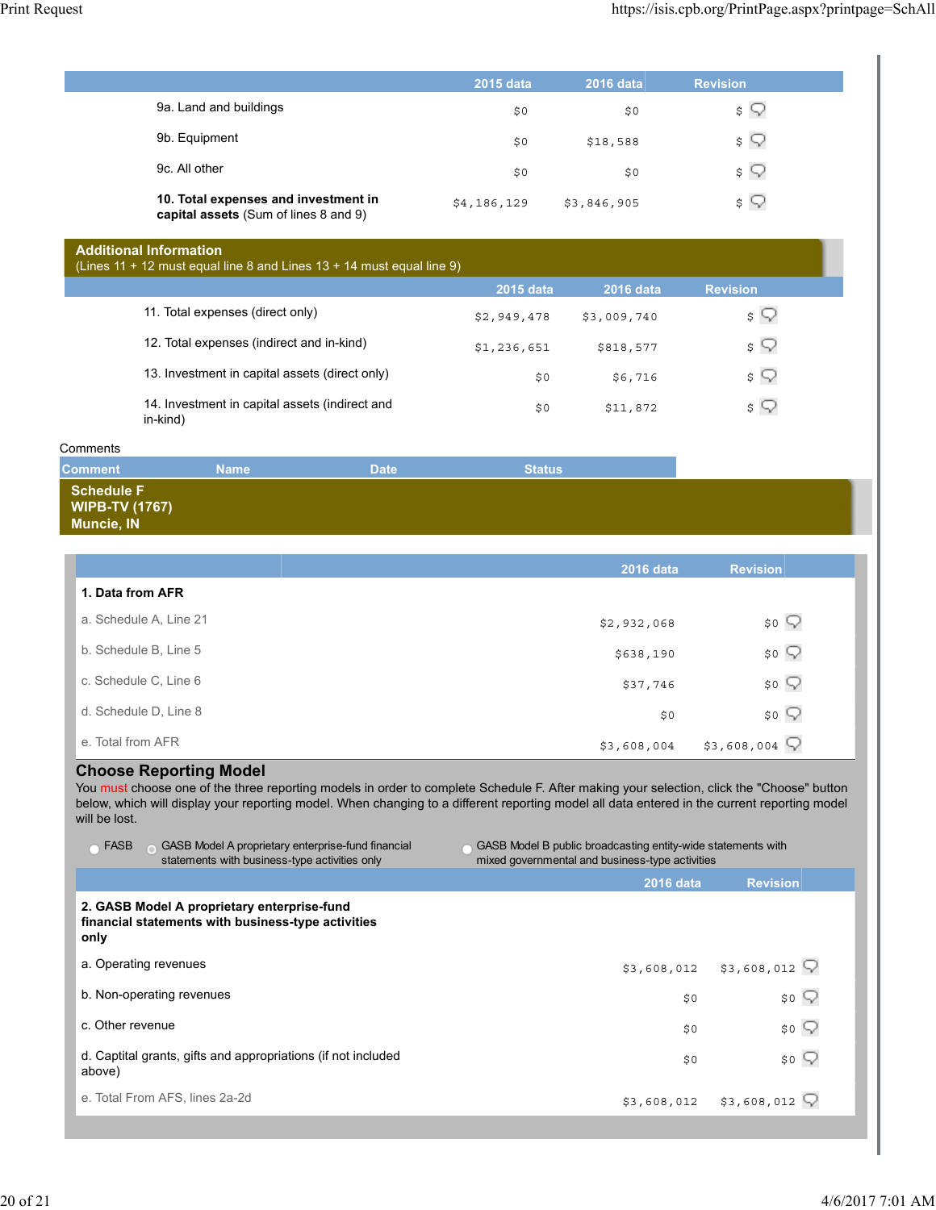| | 2015 data | 2016 data | Revision |
|---|---|---|---|
| 9a. Land and buildings | $0 | $0 | $ |
| 9b. Equipment | $0 | $18,588 | $ |
| 9c. All other | $0 | $0 | $ |
| **10. Total expenses and investment in capital assets** (Sum of lines 8 and 9) | $4,186,129 | $3,846,905 | $ |

## Additional Information

(Lines 11 + 12 must equal line 8 and Lines 13 + 14 must equal line 9)

| | 2015 data | 2016 data | Revision |
|---|---|---|---|
| 11. Total expenses (direct only) | $2,949,478 | $3,009,740 | $ |
| 12. Total expenses (indirect and in-kind) | $1,236,651 | $818,577 | $ |
| 13. Investment in capital assets (direct only) | $0 | $6,716 | $ |
| 14. Investment in capital assets (indirect and in-kind) | $0 | $11,872 | $ |

Comments

| Comment | Name | Date | Status |
|---|---|---|---|

## Schedule F
**WIPB-TV (1767)**
**Muncie, IN**

| | 2016 data | Revision |
|---|---|---|
| **1. Data from AFR** | | |
| a. Schedule A, Line 21 | $2,932,068 | $0 |
| b. Schedule B, Line 5 | $638,190 | $0 |
| c. Schedule C, Line 6 | $37,746 | $0 |
| d. Schedule D, Line 8 | $0 | $0 |
| e. Total from AFR | $3,608,004 | $3,608,004 |

### Choose Reporting Model

You must choose one of the three reporting models in order to complete Schedule F. After making your selection, click the "Choose" button below, which will display your reporting model. When changing to a different reporting model all data entered in the current reporting model will be lost.

- FASB
- GASB Model A proprietary enterprise-fund financial statements with business-type activities only
- GASB Model B public broadcasting entity-wide statements with mixed governmental and business-type activities

| | 2016 data | Revision |
|---|---|---|
| **2. GASB Model A proprietary enterprise-fund financial statements with business-type activities only** | | |
| a. Operating revenues | $3,608,012 | $3,608,012 |
| b. Non-operating revenues | $0 | $0 |
| c. Other revenue | $0 | $0 |
| d. Captital grants, gifts and appropriations (if not included above) | $0 | $0 |
| e. Total From AFS, lines 2a-2d | $3,608,012 | $3,608,012 |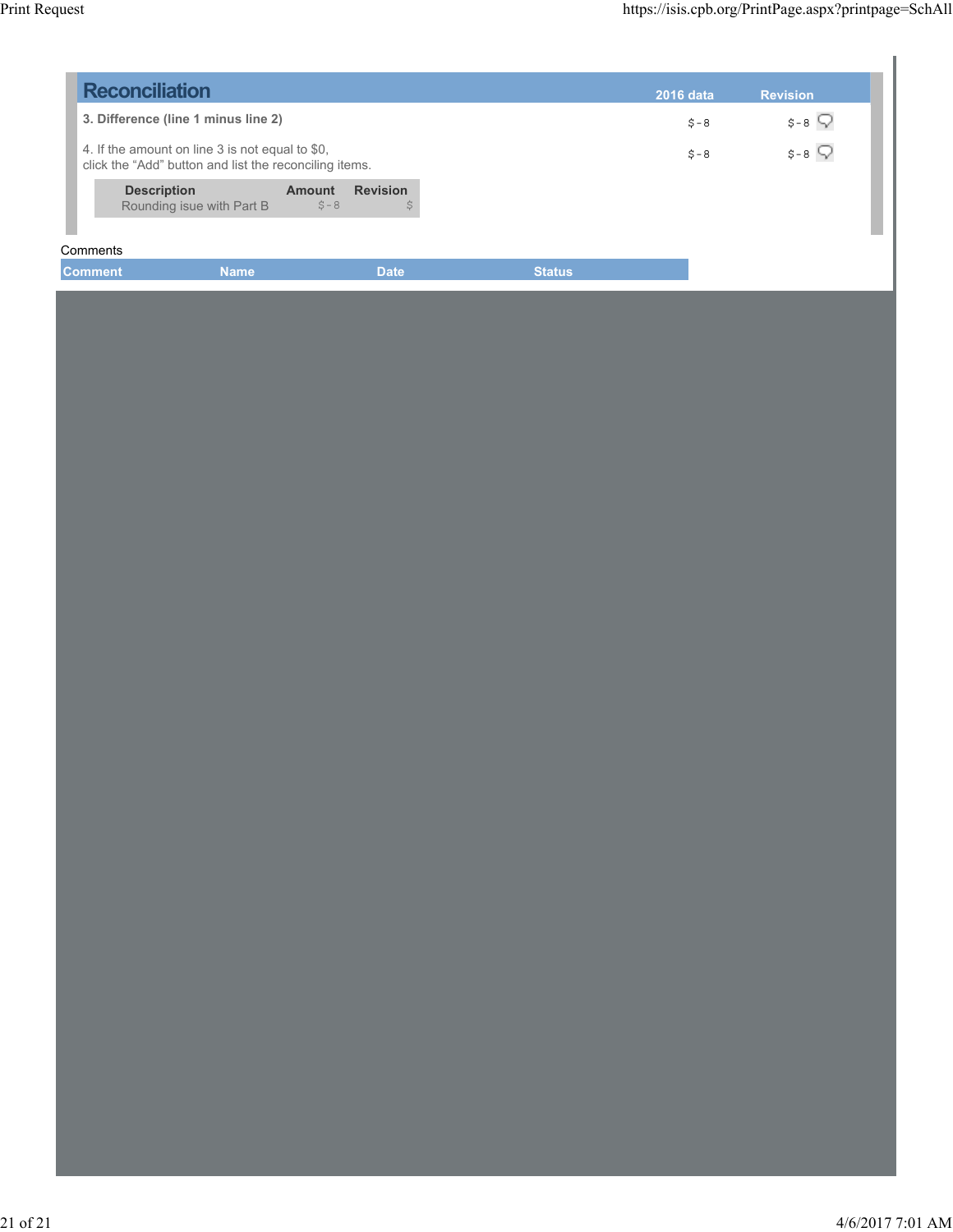## Reconciliation

| | 2016 data | Revision |
|---|---|---|
| **3. Difference (line 1 minus line 2)** | $ - 8 | $ - 8 |
| 4. If the amount on line 3 is not equal to $0, click the “Add” button and list the reconciling items. | $ - 8 | $ - 8 |

| Description | Amount | Revision |
|---|---|---|
| Rounding isue with Part B | $ - 8 | $ |

Comments

| Comment | Name | Date | Status |
|---|---|---|---|